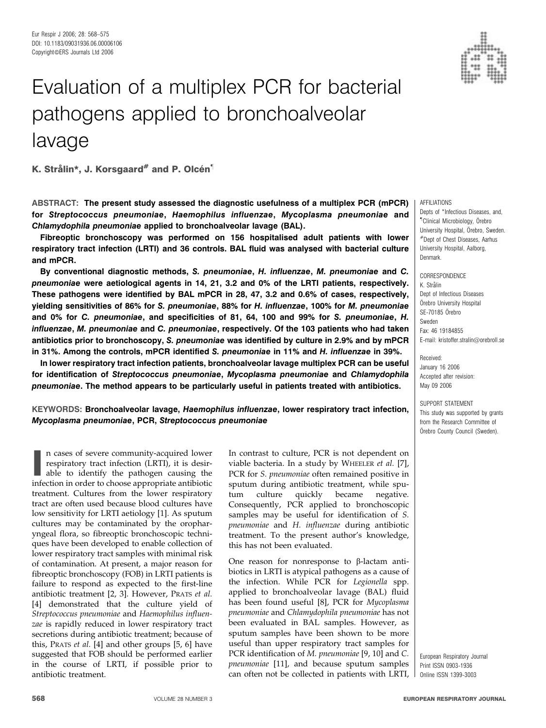# Evaluation of a multiplex PCR for bacterial pathogens applied to bronchoalveolar lavage

**K. Strålin*, J. Korsgaard# and P. Olcén¶**

AFFILIATIONS
Depts of *Infectious Diseases, and, ¶Clinical Microbiology, Örebro University Hospital, Örebro, Sweden. #Dept of Chest Diseases, Aarhus University Hospital, Aalborg, Denmark.

CORRESPONDENCE
K. Strålin
Dept of Infectious Diseases
Örebro University Hospital
SE-70185 Örebro
Sweden
Fax: 46 19184855
E-mail: kristoffer.stralin@orebroll.se

Received:
January 16 2006
Accepted after revision:
May 09 2006

SUPPORT STATEMENT
This study was supported by grants from the Research Committee of Örebro County Council (Sweden).

**ABSTRACT: The present study assessed the diagnostic usefulness of a multiplex PCR (mPCR) for *Streptococcus pneumoniae*, *Haemophilus influenzae*, *Mycoplasma pneumoniae* and *Chlamydophila pneumoniae* applied to bronchoalveolar lavage (BAL).**

**Fibreoptic bronchoscopy was performed on 156 hospitalised adult patients with lower respiratory tract infection (LRTI) and 36 controls. BAL fluid was analysed with bacterial culture and mPCR.**

**By conventional diagnostic methods, *S. pneumoniae*, *H. influenzae*, *M. pneumoniae* and *C. pneumoniae* were aetiological agents in 14, 21, 3.2 and 0% of the LRTI patients, respectively. These pathogens were identified by BAL mPCR in 28, 47, 3.2 and 0.6% of cases, respectively, yielding sensitivities of 86% for *S. pneumoniae*, 88% for *H. influenzae*, 100% for *M. pneumoniae* and 0% for *C. pneumoniae*, and specificities of 81, 64, 100 and 99% for *S. pneumoniae*, *H. influenzae*, *M. pneumoniae* and *C. pneumoniae*, respectively. Of the 103 patients who had taken antibiotics prior to bronchoscopy, *S. pneumoniae* was identified by culture in 2.9% and by mPCR in 31%. Among the controls, mPCR identified *S. pneumoniae* in 11% and *H. influenzae* in 39%.**

**In lower respiratory tract infection patients, bronchoalveolar lavage multiplex PCR can be useful for identification of *Streptococcus pneumoniae*, *Mycoplasma pneumoniae* and *Chlamydophila pneumoniae*. The method appears to be particularly useful in patients treated with antibiotics.**

**KEYWORDS: Bronchoalveolar lavage, *Haemophilus influenzae*, lower respiratory tract infection, *Mycoplasma pneumoniae*, PCR, *Streptococcus pneumoniae***

In cases of severe community-acquired lower respiratory tract infection (LRTI), it is desirable to identify the pathogen causing the infection in order to choose appropriate antibiotic treatment. Cultures from the lower respiratory tract are often used because blood cultures have low sensitivity for LRTI aetiology [1]. As sputum cultures may be contaminated by the oropharyngeal flora, so fibreoptic bronchoscopic techniques have been developed to enable collection of lower respiratory tract samples with minimal risk of contamination. At present, a major reason for fibreoptic bronchoscopy (FOB) in LRTI patients is failure to respond as expected to the first-line antibiotic treatment [2, 3]. However, PRATS *et al.* [4] demonstrated that the culture yield of *Streptococcus pneumoniae* and *Haemophilus influenzae* is rapidly reduced in lower respiratory tract secretions during antibiotic treatment; because of this, PRATS *et al.* [4] and other groups [5, 6] have suggested that FOB should be performed earlier in the course of LRTI, if possible prior to antibiotic treatment.

In contrast to culture, PCR is not dependent on viable bacteria. In a study by WHEELER *et al.* [7], PCR for *S. pneumoniae* often remained positive in sputum during antibiotic treatment, while sputum culture quickly became negative. Consequently, PCR applied to bronchoscopic samples may be useful for identification of *S. pneumoniae* and *H. influenzae* during antibiotic treatment. To the present author's knowledge, this has not been evaluated.

One reason for nonresponse to β-lactam antibiotics in LRTI is atypical pathogens as a cause of the infection. While PCR for *Legionella* spp. applied to bronchoalveolar lavage (BAL) fluid has been found useful [8], PCR for *Mycoplasma pneumoniae* and *Chlamydophila pneumoniae* has not been evaluated in BAL samples. However, as sputum samples have been shown to be more useful than upper respiratory tract samples for PCR identification of *M. pneumoniae* [9, 10] and *C. pneumoniae* [11], and because sputum samples can often not be collected in patients with LRTI,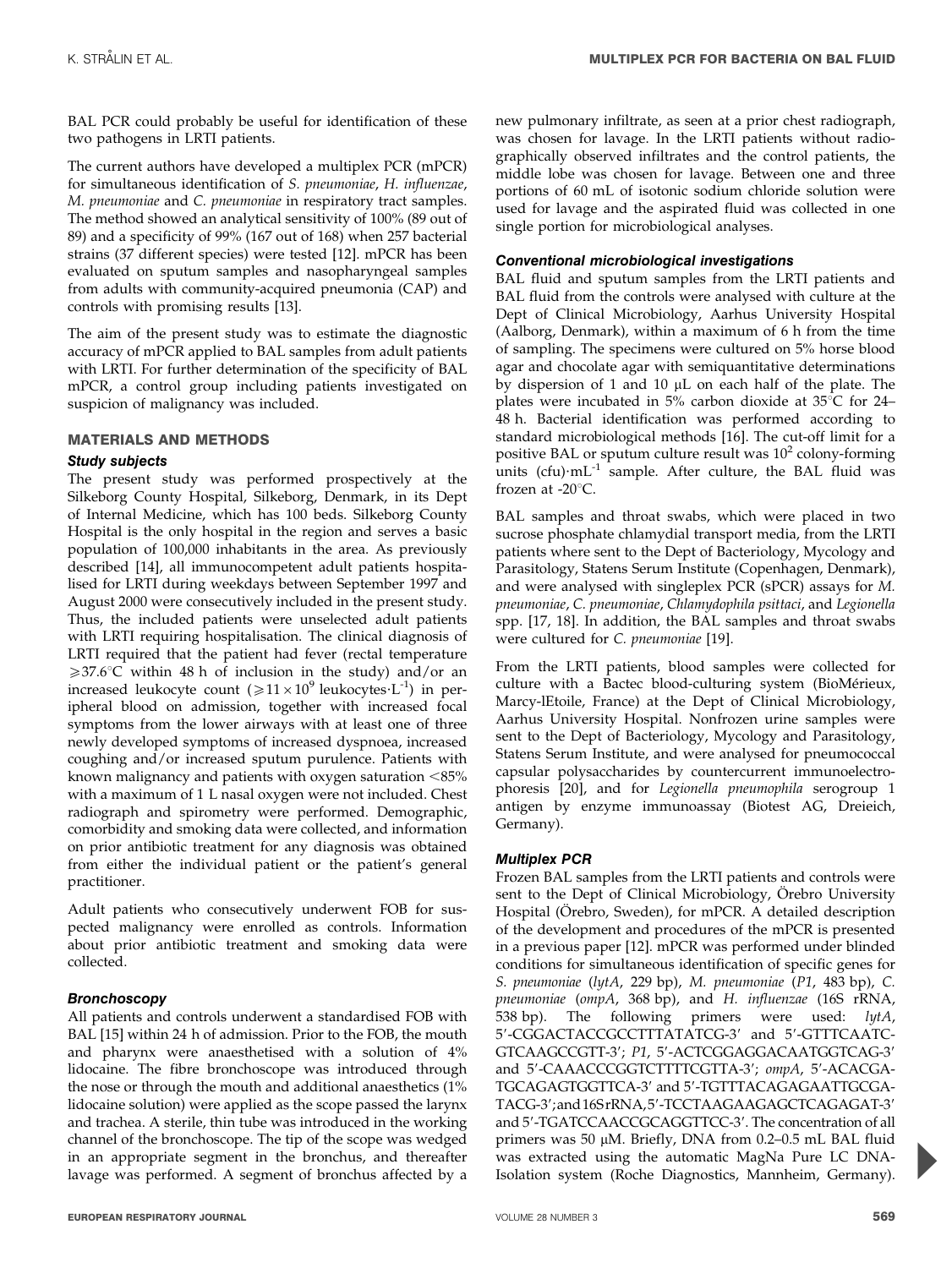BAL PCR could probably be useful for identification of these two pathogens in LRTI patients.

The current authors have developed a multiplex PCR (mPCR) for simultaneous identification of *S. pneumoniae*, *H. influenzae*, *M. pneumoniae* and *C. pneumoniae* in respiratory tract samples. The method showed an analytical sensitivity of 100% (89 out of 89) and a specificity of 99% (167 out of 168) when 257 bacterial strains (37 different species) were tested [12]. mPCR has been evaluated on sputum samples and nasopharyngeal samples from adults with community-acquired pneumonia (CAP) and controls with promising results [13].

The aim of the present study was to estimate the diagnostic accuracy of mPCR applied to BAL samples from adult patients with LRTI. For further determination of the specificity of BAL mPCR, a control group including patients investigated on suspicion of malignancy was included.

## MATERIALS AND METHODS

### *Study subjects*

The present study was performed prospectively at the Silkeborg County Hospital, Silkeborg, Denmark, in its Dept of Internal Medicine, which has 100 beds. Silkeborg County Hospital is the only hospital in the region and serves a basic population of 100,000 inhabitants in the area. As previously described [14], all immunocompetent adult patients hospitalised for LRTI during weekdays between September 1997 and August 2000 were consecutively included in the present study. Thus, the included patients were unselected adult patients with LRTI requiring hospitalisation. The clinical diagnosis of LRTI required that the patient had fever (rectal temperature $\geqslant$37.6°C within 48 h of inclusion in the study) and/or an increased leukocyte count ($\geqslant 11 \times 10^9$ leukocytes·L$^{-1}$) in peripheral blood on admission, together with increased focal symptoms from the lower airways with at least one of three newly developed symptoms of increased dyspnoea, increased coughing and/or increased sputum purulence. Patients with known malignancy and patients with oxygen saturation <85% with a maximum of 1 L nasal oxygen were not included. Chest radiograph and spirometry were performed. Demographic, comorbidity and smoking data were collected, and information on prior antibiotic treatment for any diagnosis was obtained from either the individual patient or the patient's general practitioner.

Adult patients who consecutively underwent FOB for suspected malignancy were enrolled as controls. Information about prior antibiotic treatment and smoking data were collected.

### *Bronchoscopy*

All patients and controls underwent a standardised FOB with BAL [15] within 24 h of admission. Prior to the FOB, the mouth and pharynx were anaesthetised with a solution of 4% lidocaine. The fibre bronchoscope was introduced through the nose or through the mouth and additional anaesthetics (1% lidocaine solution) were applied as the scope passed the larynx and trachea. A sterile, thin tube was introduced in the working channel of the bronchoscope. The tip of the scope was wedged in an appropriate segment in the bronchus, and thereafter lavage was performed. A segment of bronchus affected by a new pulmonary infiltrate, as seen at a prior chest radiograph, was chosen for lavage. In the LRTI patients without radiographically observed infiltrates and the control patients, the middle lobe was chosen for lavage. Between one and three portions of 60 mL of isotonic sodium chloride solution were used for lavage and the aspirated fluid was collected in one single portion for microbiological analyses.

### *Conventional microbiological investigations*

BAL fluid and sputum samples from the LRTI patients and BAL fluid from the controls were analysed with culture at the Dept of Clinical Microbiology, Aarhus University Hospital (Aalborg, Denmark), within a maximum of 6 h from the time of sampling. The specimens were cultured on 5% horse blood agar and chocolate agar with semiquantitative determinations by dispersion of 1 and 10 µL on each half of the plate. The plates were incubated in 5% carbon dioxide at 35°C for 24–48 h. Bacterial identification was performed according to standard microbiological methods [16]. The cut-off limit for a positive BAL or sputum culture result was $10^2$ colony-forming units (cfu)·mL$^{-1}$ sample. After culture, the BAL fluid was frozen at -20°C.

BAL samples and throat swabs, which were placed in two sucrose phosphate chlamydial transport media, from the LRTI patients where sent to the Dept of Bacteriology, Mycology and Parasitology, Statens Serum Institute (Copenhagen, Denmark), and were analysed with singleplex PCR (sPCR) assays for *M. pneumoniae*, *C. pneumoniae*, *Chlamydophila psittaci*, and *Legionella* spp. [17, 18]. In addition, the BAL samples and throat swabs were cultured for *C. pneumoniae* [19].

From the LRTI patients, blood samples were collected for culture with a Bactec blood-culturing system (BioMérieux, Marcy-lEtoile, France) at the Dept of Clinical Microbiology, Aarhus University Hospital. Nonfrozen urine samples were sent to the Dept of Bacteriology, Mycology and Parasitology, Statens Serum Institute, and were analysed for pneumococcal capsular polysaccharides by countercurrent immunoelectrophoresis [20], and for *Legionella pneumophila* serogroup 1 antigen by enzyme immunoassay (Biotest AG, Dreieich, Germany).

### *Multiplex PCR*

Frozen BAL samples from the LRTI patients and controls were sent to the Dept of Clinical Microbiology, Örebro University Hospital (Örebro, Sweden), for mPCR. A detailed description of the development and procedures of the mPCR is presented in a previous paper [12]. mPCR was performed under blinded conditions for simultaneous identification of specific genes for *S. pneumoniae* (*lytA*, 229 bp), *M. pneumoniae* (*P1*, 483 bp), *C. pneumoniae* (*ompA*, 368 bp), and *H. influenzae* (16S rRNA, 538 bp). The following primers were used: *lytA*, 5′-CGGACTACCGCCTTTATATCG-3′ and 5′-GTTTCAATCGTCAAGCCGTT-3′; *P1*, 5′-ACTCGGAGGACAATGGTCAG-3′ and 5′-CAAACCCGGTCTTTTCGTTA-3′; *ompA*, 5′-ACACGATGCAGAGTGGTTCA-3′ and 5′-TGTTTACAGAGAATTGCGATACG-3′; and 16S rRNA, 5′-TCCTAAGAAGAGCTCAGAGAT-3′ and 5′-TGATCCAACCGCAGGTTCC-3′. The concentration of all primers was 50 µM. Briefly, DNA from 0.2–0.5 mL BAL fluid was extracted using the automatic MagNa Pure LC DNA-Isolation system (Roche Diagnostics, Mannheim, Germany).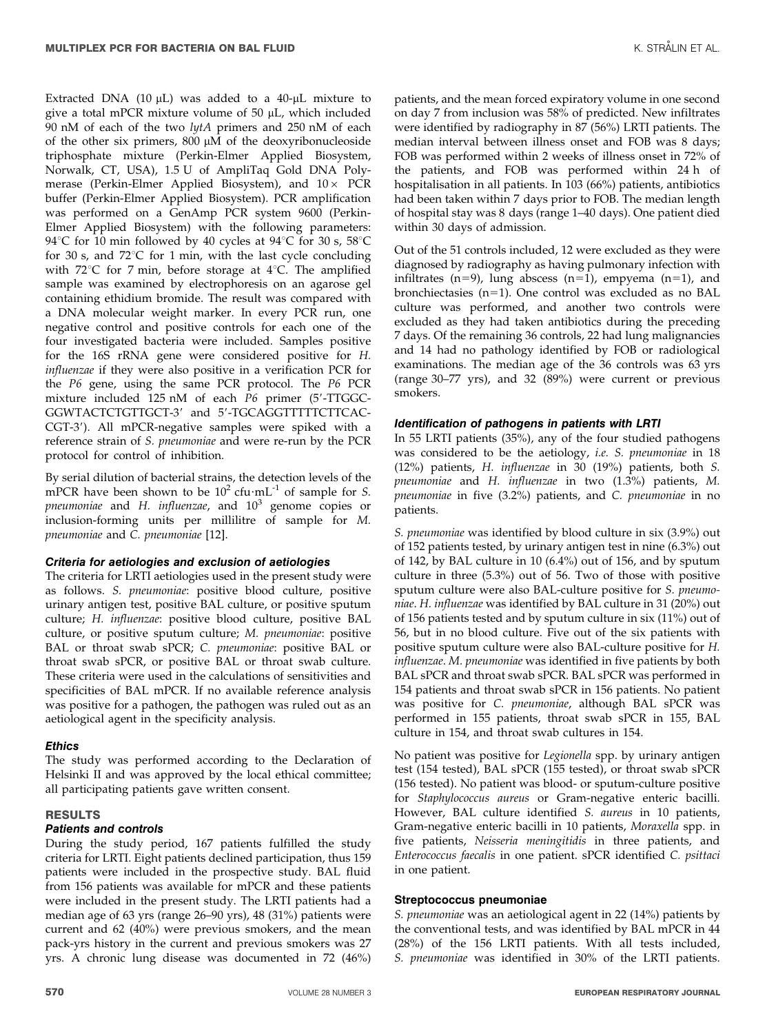Extracted DNA (10 μL) was added to a 40-μL mixture to give a total mPCR mixture volume of 50 μL, which included 90 nM of each of the two *lytA* primers and 250 nM of each of the other six primers, 800 μM of the deoxyribonucleoside triphosphate mixture (Perkin-Elmer Applied Biosystem, Norwalk, CT, USA), 1.5 U of AmpliTaq Gold DNA Polymerase (Perkin-Elmer Applied Biosystem), and 10× PCR buffer (Perkin-Elmer Applied Biosystem). PCR amplification was performed on a GenAmp PCR system 9600 (Perkin-Elmer Applied Biosystem) with the following parameters: 94°C for 10 min followed by 40 cycles at 94°C for 30 s, 58°C for 30 s, and 72°C for 1 min, with the last cycle concluding with 72°C for 7 min, before storage at 4°C. The amplified sample was examined by electrophoresis on an agarose gel containing ethidium bromide. The result was compared with a DNA molecular weight marker. In every PCR run, one negative control and positive controls for each one of the four investigated bacteria were included. Samples positive for the 16S rRNA gene were considered positive for *H. influenzae* if they were also positive in a verification PCR for the *P6* gene, using the same PCR protocol. The *P6* PCR mixture included 125 nM of each *P6* primer (5′-TTGGC-GGWTACTCTGTTGCT-3′ and 5′-TGCAGGTTTTTCTTCAC-CGT-3′). All mPCR-negative samples were spiked with a reference strain of *S. pneumoniae* and were re-run by the PCR protocol for control of inhibition.

By serial dilution of bacterial strains, the detection levels of the mPCR have been shown to be $10^2$ cfu·mL$^{-1}$ of sample for *S. pneumoniae* and *H. influenzae*, and $10^3$ genome copies or inclusion-forming units per millilitre of sample for *M. pneumoniae* and *C. pneumoniae* [12].

### Criteria for aetiologies and exclusion of aetiologies

The criteria for LRTI aetiologies used in the present study were as follows. *S. pneumoniae*: positive blood culture, positive urinary antigen test, positive BAL culture, or positive sputum culture; *H. influenzae*: positive blood culture, positive BAL culture, or positive sputum culture; *M. pneumoniae*: positive BAL or throat swab sPCR; *C. pneumoniae*: positive BAL or throat swab sPCR, or positive BAL or throat swab culture. These criteria were used in the calculations of sensitivities and specificities of BAL mPCR. If no available reference analysis was positive for a pathogen, the pathogen was ruled out as an aetiological agent in the specificity analysis.

### Ethics

The study was performed according to the Declaration of Helsinki II and was approved by the local ethical committee; all participating patients gave written consent.

## RESULTS

### Patients and controls

During the study period, 167 patients fulfilled the study criteria for LRTI. Eight patients declined participation, thus 159 patients were included in the prospective study. BAL fluid from 156 patients was available for mPCR and these patients were included in the present study. The LRTI patients had a median age of 63 yrs (range 26–90 yrs), 48 (31%) patients were current and 62 (40%) were previous smokers, and the mean pack-yrs history in the current and previous smokers was 27 yrs. A chronic lung disease was documented in 72 (46%) patients, and the mean forced expiratory volume in one second on day 7 from inclusion was 58% of predicted. New infiltrates were identified by radiography in 87 (56%) LRTI patients. The median interval between illness onset and FOB was 8 days; FOB was performed within 2 weeks of illness onset in 72% of the patients, and FOB was performed within 24 h of hospitalisation in all patients. In 103 (66%) patients, antibiotics had been taken within 7 days prior to FOB. The median length of hospital stay was 8 days (range 1–40 days). One patient died within 30 days of admission.

Out of the 51 controls included, 12 were excluded as they were diagnosed by radiography as having pulmonary infection with infiltrates (n=9), lung abscess (n=1), empyema (n=1), and bronchiectasies (n=1). One control was excluded as no BAL culture was performed, and another two controls were excluded as they had taken antibiotics during the preceding 7 days. Of the remaining 36 controls, 22 had lung malignancies and 14 had no pathology identified by FOB or radiological examinations. The median age of the 36 controls was 63 yrs (range 30–77 yrs), and 32 (89%) were current or previous smokers.

### Identification of pathogens in patients with LRTI

In 55 LRTI patients (35%), any of the four studied pathogens was considered to be the aetiology, *i.e. S. pneumoniae* in 18 (12%) patients, *H. influenzae* in 30 (19%) patients, both *S. pneumoniae* and *H. influenzae* in two (1.3%) patients, *M. pneumoniae* in five (3.2%) patients, and *C. pneumoniae* in no patients.

*S. pneumoniae* was identified by blood culture in six (3.9%) out of 152 patients tested, by urinary antigen test in nine (6.3%) out of 142, by BAL culture in 10 (6.4%) out of 156, and by sputum culture in three (5.3%) out of 56. Two of those with positive sputum culture were also BAL-culture positive for *S. pneumoniae*. *H. influenzae* was identified by BAL culture in 31 (20%) out of 156 patients tested and by sputum culture in six (11%) out of 56, but in no blood culture. Five out of the six patients with positive sputum culture were also BAL-culture positive for *H. influenzae*. *M. pneumoniae* was identified in five patients by both BAL sPCR and throat swab sPCR. BAL sPCR was performed in 154 patients and throat swab sPCR in 156 patients. No patient was positive for *C. pneumoniae*, although BAL sPCR was performed in 155 patients, throat swab sPCR in 155, BAL culture in 154, and throat swab cultures in 154.

No patient was positive for *Legionella* spp. by urinary antigen test (154 tested), BAL sPCR (155 tested), or throat swab sPCR (156 tested). No patient was blood- or sputum-culture positive for *Staphylococcus aureus* or Gram-negative enteric bacilli. However, BAL culture identified *S. aureus* in 10 patients, Gram-negative enteric bacilli in 10 patients, *Moraxella* spp. in five patients, *Neisseria meningitidis* in three patients, and *Enterococcus faecalis* in one patient. sPCR identified *C. psittaci* in one patient.

### Streptococcus pneumoniae

*S. pneumoniae* was an aetiological agent in 22 (14%) patients by the conventional tests, and was identified by BAL mPCR in 44 (28%) of the 156 LRTI patients. With all tests included, *S. pneumoniae* was identified in 30% of the LRTI patients.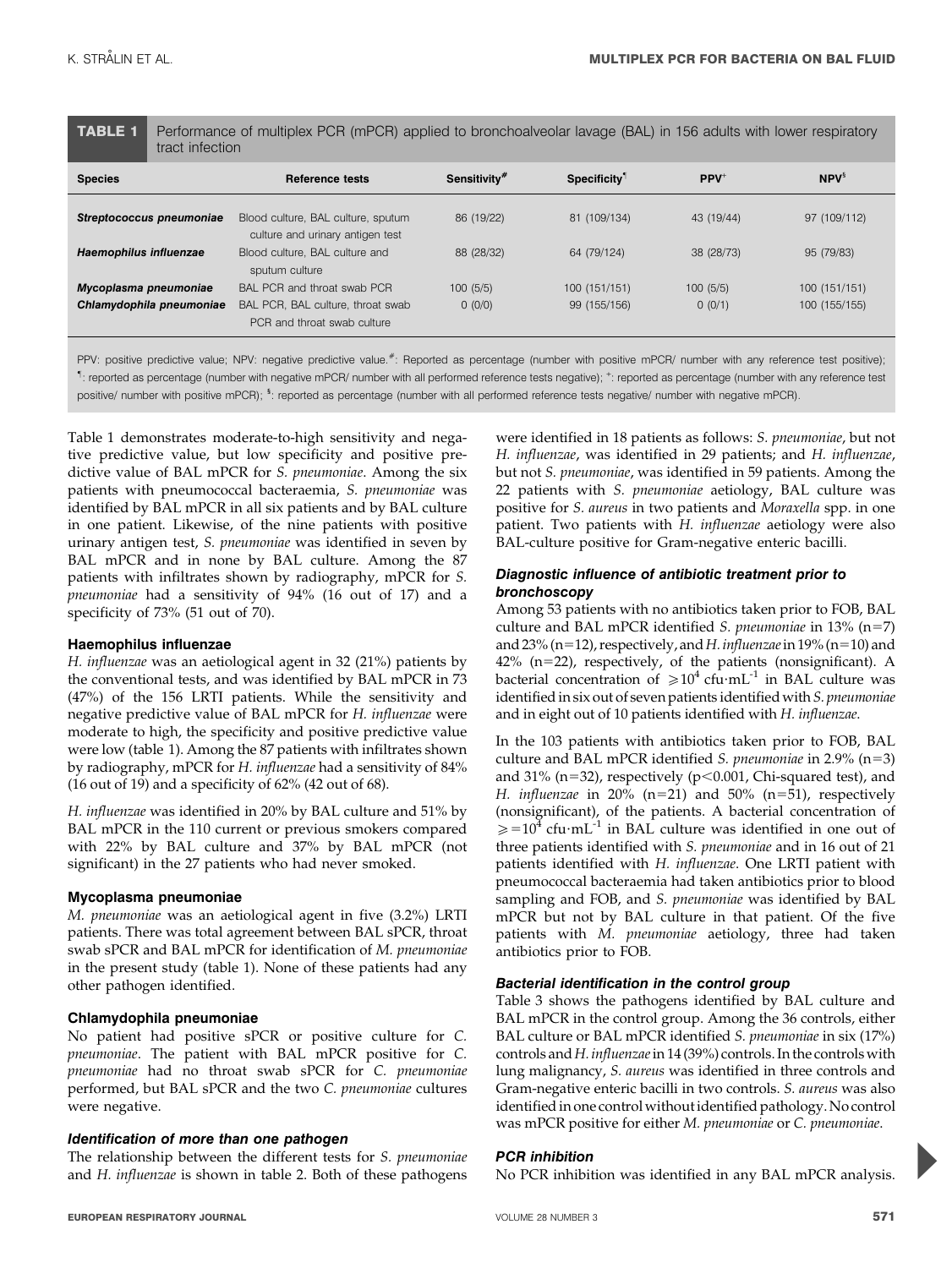**TABLE 1** Performance of multiplex PCR (mPCR) applied to bronchoalveolar lavage (BAL) in 156 adults with lower respiratory tract infection

| Species | Reference tests | Sensitivity# | Specificity¶ | PPV+ | NPV§ |
|---|---|---|---|---|---|
| ***Streptococcus pneumoniae*** | Blood culture, BAL culture, sputum culture and urinary antigen test | 86 (19/22) | 81 (109/134) | 43 (19/44) | 97 (109/112) |
| ***Haemophilus influenzae*** | Blood culture, BAL culture and sputum culture | 88 (28/32) | 64 (79/124) | 38 (28/73) | 95 (79/83) |
| ***Mycoplasma pneumoniae*** | BAL PCR and throat swab PCR | 100 (5/5) | 100 (151/151) | 100 (5/5) | 100 (151/151) |
| ***Chlamydophila pneumoniae*** | BAL PCR, BAL culture, throat swab PCR and throat swab culture | 0 (0/0) | 99 (155/156) | 0 (0/1) | 100 (155/155) |

PPV: positive predictive value; NPV: negative predictive value. #: Reported as percentage (number with positive mPCR/ number with any reference test positive); ¶: reported as percentage (number with negative mPCR/ number with all performed reference tests negative); +: reported as percentage (number with any reference test positive/ number with positive mPCR); §: reported as percentage (number with all performed reference tests negative/ number with negative mPCR).

Table 1 demonstrates moderate-to-high sensitivity and negative predictive value, but low specificity and positive predictive value of BAL mPCR for *S. pneumoniae*. Among the six patients with pneumococcal bacteraemia, *S. pneumoniae* was identified by BAL mPCR in all six patients and by BAL culture in one patient. Likewise, of the nine patients with positive urinary antigen test, *S. pneumoniae* was identified in seven by BAL mPCR and in none by BAL culture. Among the 87 patients with infiltrates shown by radiography, mPCR for *S. pneumoniae* had a sensitivity of 94% (16 out of 17) and a specificity of 73% (51 out of 70).

#### Haemophilus influenzae

*H. influenzae* was an aetiological agent in 32 (21%) patients by the conventional tests, and was identified by BAL mPCR in 73 (47%) of the 156 LRTI patients. While the sensitivity and negative predictive value of BAL mPCR for *H. influenzae* were moderate to high, the specificity and positive predictive value were low (table 1). Among the 87 patients with infiltrates shown by radiography, mPCR for *H. influenzae* had a sensitivity of 84% (16 out of 19) and a specificity of 62% (42 out of 68).

*H. influenzae* was identified in 20% by BAL culture and 51% by BAL mPCR in the 110 current or previous smokers compared with 22% by BAL culture and 37% by BAL mPCR (not significant) in the 27 patients who had never smoked.

#### Mycoplasma pneumoniae

*M. pneumoniae* was an aetiological agent in five (3.2%) LRTI patients. There was total agreement between BAL sPCR, throat swab sPCR and BAL mPCR for identification of *M. pneumoniae* in the present study (table 1). None of these patients had any other pathogen identified.

#### Chlamydophila pneumoniae

No patient had positive sPCR or positive culture for *C. pneumoniae*. The patient with BAL mPCR positive for *C. pneumoniae* had no throat swab sPCR for *C. pneumoniae* performed, but BAL sPCR and the two *C. pneumoniae* cultures were negative.

#### *Identification of more than one pathogen*

The relationship between the different tests for *S. pneumoniae* and *H. influenzae* is shown in table 2. Both of these pathogens were identified in 18 patients as follows: *S. pneumoniae*, but not *H. influenzae*, was identified in 29 patients; and *H. influenzae*, but not *S. pneumoniae*, was identified in 59 patients. Among the 22 patients with *S. pneumoniae* aetiology, BAL culture was positive for *S. aureus* in two patients and *Moraxella* spp. in one patient. Two patients with *H. influenzae* aetiology were also BAL-culture positive for Gram-negative enteric bacilli.

#### *Diagnostic influence of antibiotic treatment prior to bronchoscopy*

Among 53 patients with no antibiotics taken prior to FOB, BAL culture and BAL mPCR identified *S. pneumoniae* in 13% (n=7) and 23% (n=12), respectively, and *H. influenzae* in 19% (n=10) and 42% (n=22), respectively, of the patients (nonsignificant). A bacterial concentration of $\geqslant 10^4$ cfu·mL$^{-1}$ in BAL culture was identified in six out of seven patients identified with *S. pneumoniae* and in eight out of 10 patients identified with *H. influenzae*.

In the 103 patients with antibiotics taken prior to FOB, BAL culture and BAL mPCR identified *S. pneumoniae* in 2.9% (n=3) and 31% (n=32), respectively ($p<0.001$, Chi-squared test), and *H. influenzae* in 20% (n=21) and 50% (n=51), respectively (nonsignificant), of the patients. A bacterial concentration of $\geqslant = 10^4$ cfu·mL$^{-1}$ in BAL culture was identified in one out of three patients identified with *S. pneumoniae* and in 16 out of 21 patients identified with *H. influenzae*. One LRTI patient with pneumococcal bacteraemia had taken antibiotics prior to blood sampling and FOB, and *S. pneumoniae* was identified by BAL mPCR but not by BAL culture in that patient. Of the five patients with *M. pneumoniae* aetiology, three had taken antibiotics prior to FOB.

#### *Bacterial identification in the control group*

Table 3 shows the pathogens identified by BAL culture and BAL mPCR in the control group. Among the 36 controls, either BAL culture or BAL mPCR identified *S. pneumoniae* in six (17%) controls and *H. influenzae* in 14 (39%) controls. In the controls with lung malignancy, *S. aureus* was identified in three controls and Gram-negative enteric bacilli in two controls. *S. aureus* was also identified in one control without identified pathology. No control was mPCR positive for either *M. pneumoniae* or *C. pneumoniae*.

#### *PCR inhibition*

No PCR inhibition was identified in any BAL mPCR analysis.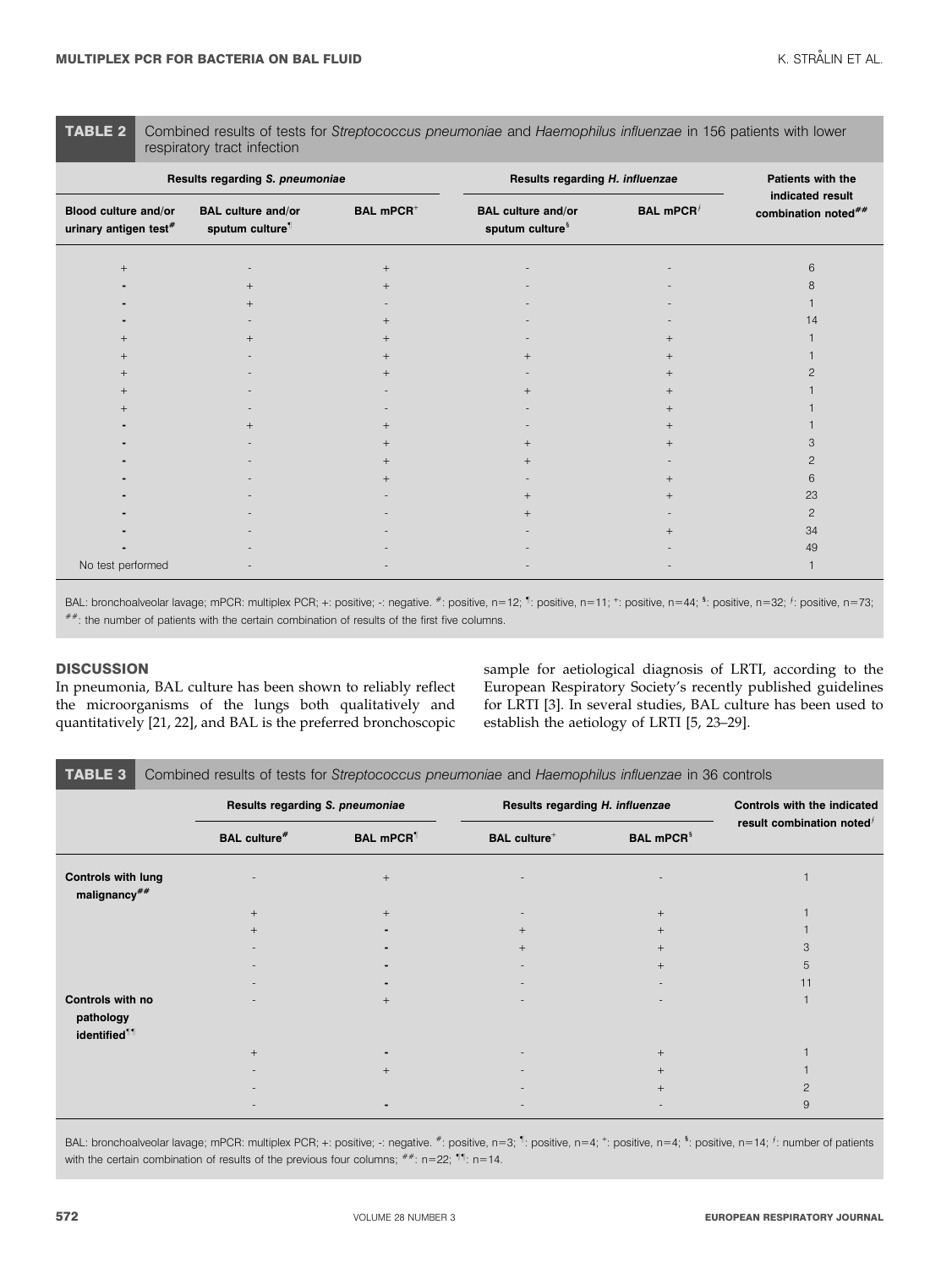**TABLE 2** Combined results of tests for *Streptococcus pneumoniae* and *Haemophilus influenzae* in 156 patients with lower respiratory tract infection

| Results regarding *S. pneumoniae* | | | Results regarding *H. influenzae* | | Patients with the indicated result combination noted## |
|---|---|---|---|---|---|
| Blood culture and/or urinary antigen test# | BAL culture and/or sputum culture¶ | BAL mPCR+ | BAL culture and/or sputum culture§ | BAL mPCRƒ | |
| + | - | + | - | - | 6 |
| - | + | + | - | - | 8 |
| - | + | - | - | - | 1 |
| - | - | + | - | - | 14 |
| + | + | + | - | + | 1 |
| + | - | + | + | + | 1 |
| + | - | + | - | + | 2 |
| + | - | - | + | + | 1 |
| + | - | - | - | + | 1 |
| - | + | + | - | + | 1 |
| - | - | + | + | + | 3 |
| - | - | + | + | - | 2 |
| - | - | + | - | + | 6 |
| - | - | - | + | + | 23 |
| - | - | - | + | - | 2 |
| - | - | - | - | + | 34 |
| - | - | - | - | - | 49 |
| No test performed | - | - | - | - | 1 |

BAL: bronchoalveolar lavage; mPCR: multiplex PCR; +: positive; -: negative. #: positive, n=12; ¶: positive, n=11; +: positive, n=44; §: positive, n=32; ƒ: positive, n=73; ##: the number of patients with the certain combination of results of the first five columns.

## DISCUSSION

In pneumonia, BAL culture has been shown to reliably reflect the microorganisms of the lungs both qualitatively and quantitatively [21, 22], and BAL is the preferred bronchoscopic sample for aetiological diagnosis of LRTI, according to the European Respiratory Society's recently published guidelines for LRTI [3]. In several studies, BAL culture has been used to establish the aetiology of LRTI [5, 23–29].

**TABLE 3** Combined results of tests for *Streptococcus pneumoniae* and *Haemophilus influenzae* in 36 controls

| | Results regarding *S. pneumoniae* | | Results regarding *H. influenzae* | | Controls with the indicated result combination notedƒ |
|---|---|---|---|---|---|
| | BAL culture# | BAL mPCR¶ | BAL culture+ | BAL mPCR§ | |
| Controls with lung malignancy## | - | + | - | - | 1 |
| | + | + | - | + | 1 |
| | + | - | + | + | 1 |
| | - | - | + | + | 3 |
| | - | - | - | + | 5 |
| | - | - | - | - | 11 |
| Controls with no pathology identified¶¶ | - | + | - | - | 1 |
| | + | - | - | + | 1 |
| | - | + | - | + | 1 |
| | - | | - | + | 2 |
| | - | - | - | - | 9 |

BAL: bronchoalveolar lavage; mPCR: multiplex PCR; +: positive; -: negative. #: positive, n=3; ¶: positive, n=4; +: positive, n=4; §: positive, n=14; ƒ: number of patients with the certain combination of results of the previous four columns; ##: n=22; ¶¶: n=14.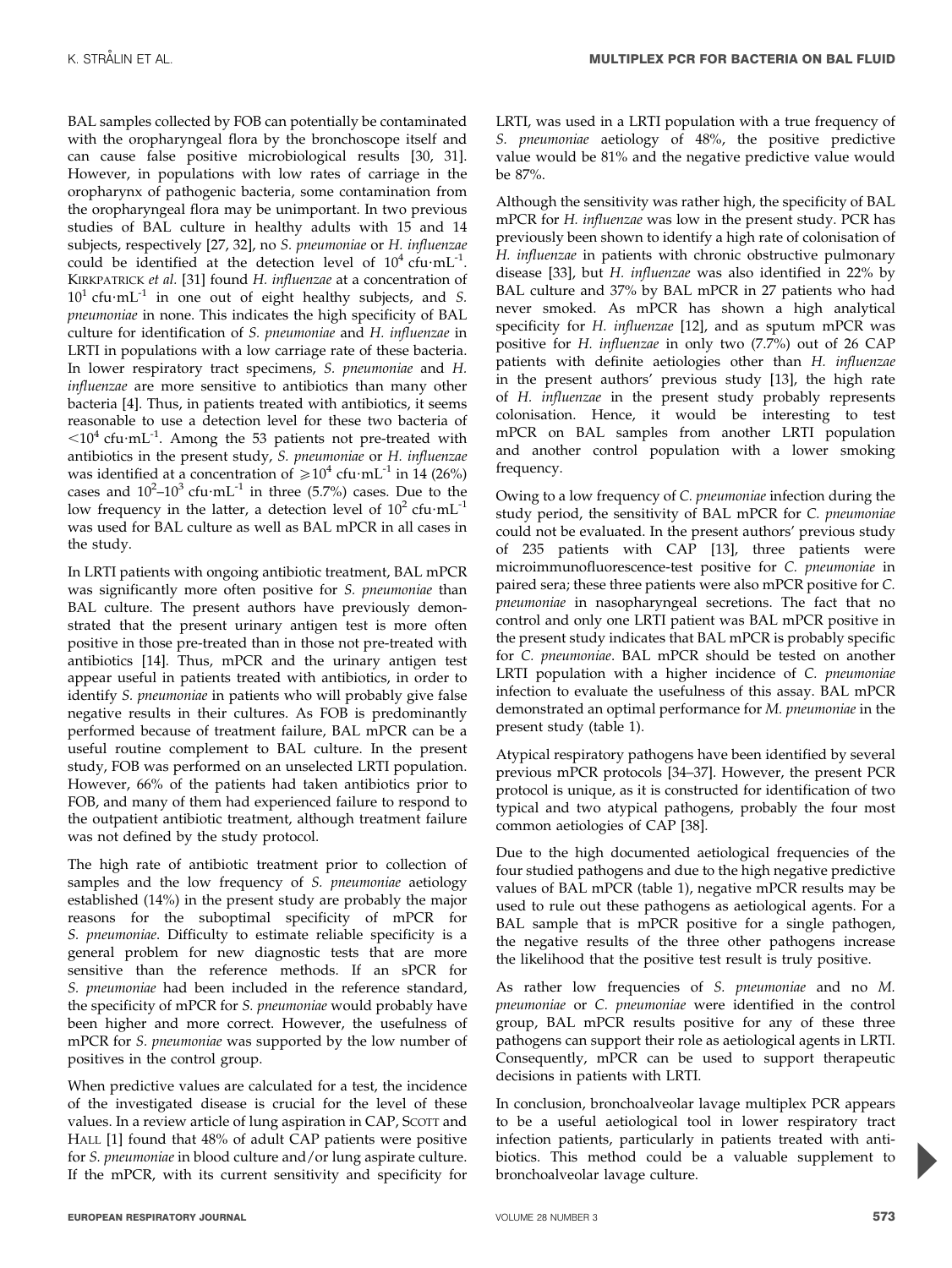BAL samples collected by FOB can potentially be contaminated with the oropharyngeal flora by the bronchoscope itself and can cause false positive microbiological results [30, 31]. However, in populations with low rates of carriage in the oropharynx of pathogenic bacteria, some contamination from the oropharyngeal flora may be unimportant. In two previous studies of BAL culture in healthy adults with 15 and 14 subjects, respectively [27, 32], no *S. pneumoniae* or *H. influenzae* could be identified at the detection level of $10^4$ cfu·mL$^{-1}$. KIRKPATRICK *et al.* [31] found *H. influenzae* at a concentration of $10^1$ cfu·mL$^{-1}$ in one out of eight healthy subjects, and *S. pneumoniae* in none. This indicates the high specificity of BAL culture for identification of *S. pneumoniae* and *H. influenzae* in LRTI in populations with a low carriage rate of these bacteria. In lower respiratory tract specimens, *S. pneumoniae* and *H. influenzae* are more sensitive to antibiotics than many other bacteria [4]. Thus, in patients treated with antibiotics, it seems reasonable to use a detection level for these two bacteria of $<10^4$ cfu·mL$^{-1}$. Among the 53 patients not pre-treated with antibiotics in the present study, *S. pneumoniae* or *H. influenzae* was identified at a concentration of $\geqslant 10^4$ cfu·mL$^{-1}$ in 14 (26%) cases and $10^2$–$10^3$ cfu·mL$^{-1}$ in three (5.7%) cases. Due to the low frequency in the latter, a detection level of $10^2$ cfu·mL$^{-1}$ was used for BAL culture as well as BAL mPCR in all cases in the study.

In LRTI patients with ongoing antibiotic treatment, BAL mPCR was significantly more often positive for *S. pneumoniae* than BAL culture. The present authors have previously demonstrated that the present urinary antigen test is more often positive in those pre-treated than in those not pre-treated with antibiotics [14]. Thus, mPCR and the urinary antigen test appear useful in patients treated with antibiotics, in order to identify *S. pneumoniae* in patients who will probably give false negative results in their cultures. As FOB is predominantly performed because of treatment failure, BAL mPCR can be a useful routine complement to BAL culture. In the present study, FOB was performed on an unselected LRTI population. However, 66% of the patients had taken antibiotics prior to FOB, and many of them had experienced failure to respond to the outpatient antibiotic treatment, although treatment failure was not defined by the study protocol.

The high rate of antibiotic treatment prior to collection of samples and the low frequency of *S. pneumoniae* aetiology established (14%) in the present study are probably the major reasons for the suboptimal specificity of mPCR for *S. pneumoniae*. Difficulty to estimate reliable specificity is a general problem for new diagnostic tests that are more sensitive than the reference methods. If an sPCR for *S. pneumoniae* had been included in the reference standard, the specificity of mPCR for *S. pneumoniae* would probably have been higher and more correct. However, the usefulness of mPCR for *S. pneumoniae* was supported by the low number of positives in the control group.

When predictive values are calculated for a test, the incidence of the investigated disease is crucial for the level of these values. In a review article of lung aspiration in CAP, SCOTT and HALL [1] found that 48% of adult CAP patients were positive for *S. pneumoniae* in blood culture and/or lung aspirate culture. If the mPCR, with its current sensitivity and specificity for LRTI, was used in a LRTI population with a true frequency of *S. pneumoniae* aetiology of 48%, the positive predictive value would be 81% and the negative predictive value would be 87%.

Although the sensitivity was rather high, the specificity of BAL mPCR for *H. influenzae* was low in the present study. PCR has previously been shown to identify a high rate of colonisation of *H. influenzae* in patients with chronic obstructive pulmonary disease [33], but *H. influenzae* was also identified in 22% by BAL culture and 37% by BAL mPCR in 27 patients who had never smoked. As mPCR has shown a high analytical specificity for *H. influenzae* [12], and as sputum mPCR was positive for *H. influenzae* in only two (7.7%) out of 26 CAP patients with definite aetiologies other than *H. influenzae* in the present authors' previous study [13], the high rate of *H. influenzae* in the present study probably represents colonisation. Hence, it would be interesting to test mPCR on BAL samples from another LRTI population and another control population with a lower smoking frequency.

Owing to a low frequency of *C. pneumoniae* infection during the study period, the sensitivity of BAL mPCR for *C. pneumoniae* could not be evaluated. In the present authors' previous study of 235 patients with CAP [13], three patients were microimmunofluorescence-test positive for *C. pneumoniae* in paired sera; these three patients were also mPCR positive for *C. pneumoniae* in nasopharyngeal secretions. The fact that no control and only one LRTI patient was BAL mPCR positive in the present study indicates that BAL mPCR is probably specific for *C. pneumoniae*. BAL mPCR should be tested on another LRTI population with a higher incidence of *C. pneumoniae* infection to evaluate the usefulness of this assay. BAL mPCR demonstrated an optimal performance for *M. pneumoniae* in the present study (table 1).

Atypical respiratory pathogens have been identified by several previous mPCR protocols [34–37]. However, the present PCR protocol is unique, as it is constructed for identification of two typical and two atypical pathogens, probably the four most common aetiologies of CAP [38].

Due to the high documented aetiological frequencies of the four studied pathogens and due to the high negative predictive values of BAL mPCR (table 1), negative mPCR results may be used to rule out these pathogens as aetiological agents. For a BAL sample that is mPCR positive for a single pathogen, the negative results of the three other pathogens increase the likelihood that the positive test result is truly positive.

As rather low frequencies of *S. pneumoniae* and no *M. pneumoniae* or *C. pneumoniae* were identified in the control group, BAL mPCR results positive for any of these three pathogens can support their role as aetiological agents in LRTI. Consequently, mPCR can be used to support therapeutic decisions in patients with LRTI.

In conclusion, bronchoalveolar lavage multiplex PCR appears to be a useful aetiological tool in lower respiratory tract infection patients, particularly in patients treated with antibiotics. This method could be a valuable supplement to bronchoalveolar lavage culture.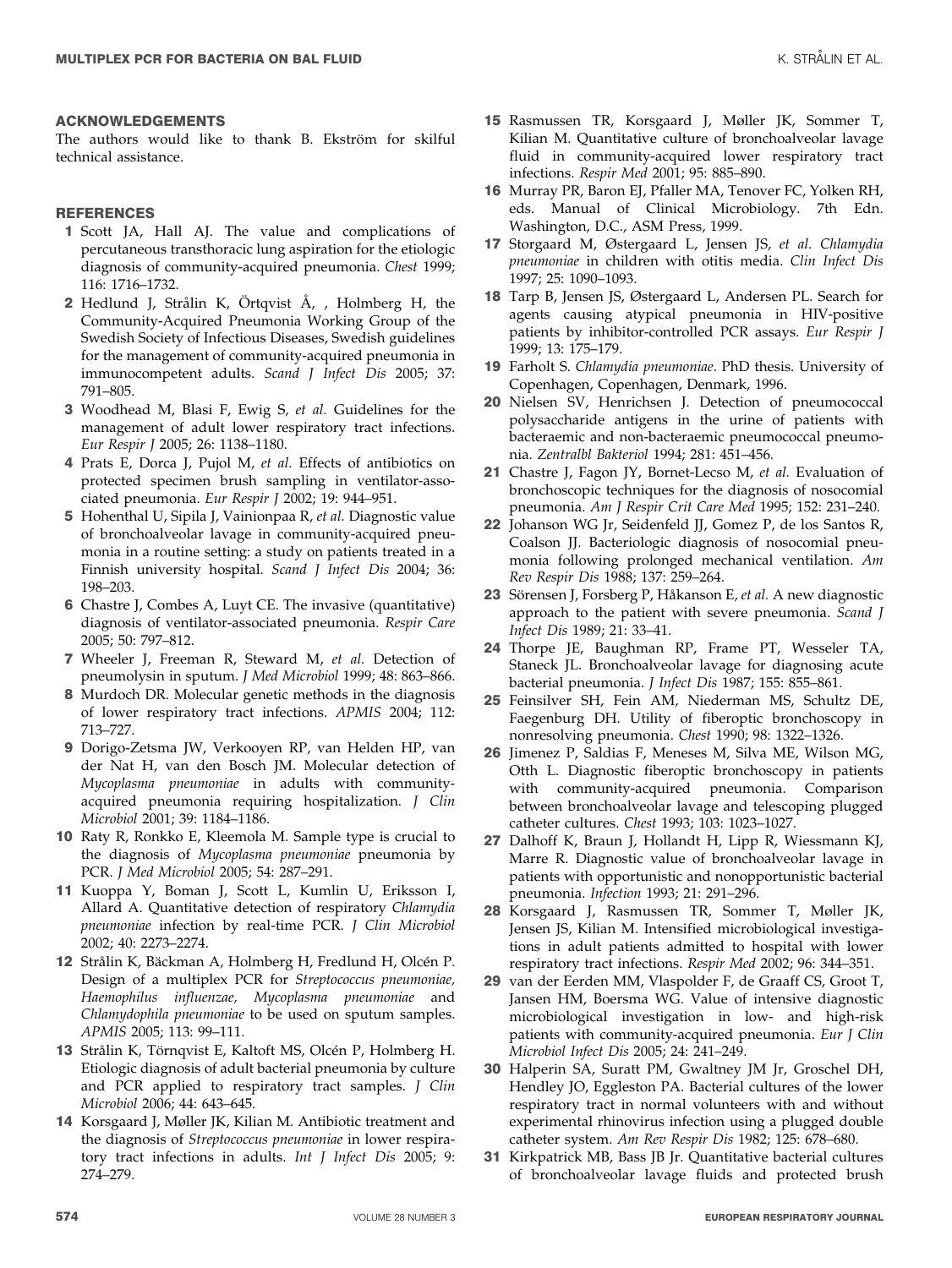## ACKNOWLEDGEMENTS

The authors would like to thank B. Ekström for skilful technical assistance.

## REFERENCES

1. Scott JA, Hall AJ. The value and complications of percutaneous transthoracic lung aspiration for the etiologic diagnosis of community-acquired pneumonia. *Chest* 1999; 116: 1716–1732.
2. Hedlund J, Strålin K, Örtqvist Å, , Holmberg H, the Community-Acquired Pneumonia Working Group of the Swedish Society of Infectious Diseases, Swedish guidelines for the management of community-acquired pneumonia in immunocompetent adults. *Scand J Infect Dis* 2005; 37: 791–805.
3. Woodhead M, Blasi F, Ewig S, *et al.* Guidelines for the management of adult lower respiratory tract infections. *Eur Respir J* 2005; 26: 1138–1180.
4. Prats E, Dorca J, Pujol M, *et al.* Effects of antibiotics on protected specimen brush sampling in ventilator-associated pneumonia. *Eur Respir J* 2002; 19: 944–951.
5. Hohenthal U, Sipila J, Vainionpaa R, *et al.* Diagnostic value of bronchoalveolar lavage in community-acquired pneumonia in a routine setting: a study on patients treated in a Finnish university hospital. *Scand J Infect Dis* 2004; 36: 198–203.
6. Chastre J, Combes A, Luyt CE. The invasive (quantitative) diagnosis of ventilator-associated pneumonia. *Respir Care* 2005; 50: 797–812.
7. Wheeler J, Freeman R, Steward M, *et al.* Detection of pneumolysin in sputum. *J Med Microbiol* 1999; 48: 863–866.
8. Murdoch DR. Molecular genetic methods in the diagnosis of lower respiratory tract infections. *APMIS* 2004; 112: 713–727.
9. Dorigo-Zetsma JW, Verkooyen RP, van Helden HP, van der Nat H, van den Bosch JM. Molecular detection of *Mycoplasma pneumoniae* in adults with community-acquired pneumonia requiring hospitalization. *J Clin Microbiol* 2001; 39: 1184–1186.
10. Raty R, Ronkko E, Kleemola M. Sample type is crucial to the diagnosis of *Mycoplasma pneumoniae* pneumonia by PCR. *J Med Microbiol* 2005; 54: 287–291.
11. Kuoppa Y, Boman J, Scott L, Kumlin U, Eriksson I, Allard A. Quantitative detection of respiratory *Chlamydia pneumoniae* infection by real-time PCR. *J Clin Microbiol* 2002; 40: 2273–2274.
12. Strålin K, Bäckman A, Holmberg H, Fredlund H, Olcén P. Design of a multiplex PCR for *Streptococcus pneumoniae, Haemophilus influenzae, Mycoplasma pneumoniae* and *Chlamydophila pneumoniae* to be used on sputum samples. *APMIS* 2005; 113: 99–111.
13. Strålin K, Törnqvist E, Kaltoft MS, Olcén P, Holmberg H. Etiologic diagnosis of adult bacterial pneumonia by culture and PCR applied to respiratory tract samples. *J Clin Microbiol* 2006; 44: 643–645.
14. Korsgaard J, Møller JK, Kilian M. Antibiotic treatment and the diagnosis of *Streptococcus pneumoniae* in lower respiratory tract infections in adults. *Int J Infect Dis* 2005; 9: 274–279.
15. Rasmussen TR, Korsgaard J, Møller JK, Sommer T, Kilian M. Quantitative culture of bronchoalveolar lavage fluid in community-acquired lower respiratory tract infections. *Respir Med* 2001; 95: 885–890.
16. Murray PR, Baron EJ, Pfaller MA, Tenover FC, Yolken RH, eds. Manual of Clinical Microbiology. 7th Edn. Washington, D.C., ASM Press, 1999.
17. Storgaard M, Østergaard L, Jensen JS, *et al. Chlamydia pneumoniae* in children with otitis media. *Clin Infect Dis* 1997; 25: 1090–1093.
18. Tarp B, Jensen JS, Østergaard L, Andersen PL. Search for agents causing atypical pneumonia in HIV-positive patients by inhibitor-controlled PCR assays. *Eur Respir J* 1999; 13: 175–179.
19. Farholt S. *Chlamydia pneumoniae*. PhD thesis. University of Copenhagen, Copenhagen, Denmark, 1996.
20. Nielsen SV, Henrichsen J. Detection of pneumococcal polysaccharide antigens in the urine of patients with bacteraemic and non-bacteraemic pneumococcal pneumonia. *Zentralbl Bakteriol* 1994; 281: 451–456.
21. Chastre J, Fagon JY, Bornet-Lecso M, *et al.* Evaluation of bronchoscopic techniques for the diagnosis of nosocomial pneumonia. *Am J Respir Crit Care Med* 1995; 152: 231–240.
22. Johanson WG Jr, Seidenfeld JJ, Gomez P, de los Santos R, Coalson JJ. Bacteriologic diagnosis of nosocomial pneumonia following prolonged mechanical ventilation. *Am Rev Respir Dis* 1988; 137: 259–264.
23. Sörensen J, Forsberg P, Håkanson E, *et al.* A new diagnostic approach to the patient with severe pneumonia. *Scand J Infect Dis* 1989; 21: 33–41.
24. Thorpe JE, Baughman RP, Frame PT, Wesseler TA, Staneck JL. Bronchoalveolar lavage for diagnosing acute bacterial pneumonia. *J Infect Dis* 1987; 155: 855–861.
25. Feinsilver SH, Fein AM, Niederman MS, Schultz DE, Faegenburg DH. Utility of fiberoptic bronchoscopy in nonresolving pneumonia. *Chest* 1990; 98: 1322–1326.
26. Jimenez P, Saldias F, Meneses M, Silva ME, Wilson MG, Otth L. Diagnostic fiberoptic bronchoscopy in patients with community-acquired pneumonia. Comparison between bronchoalveolar lavage and telescoping plugged catheter cultures. *Chest* 1993; 103: 1023–1027.
27. Dalhoff K, Braun J, Hollandt H, Lipp R, Wiessmann KJ, Marre R. Diagnostic value of bronchoalveolar lavage in patients with opportunistic and nonopportunistic bacterial pneumonia. *Infection* 1993; 21: 291–296.
28. Korsgaard J, Rasmussen TR, Sommer T, Møller JK, Jensen JS, Kilian M. Intensified microbiological investigations in adult patients admitted to hospital with lower respiratory tract infections. *Respir Med* 2002; 96: 344–351.
29. van der Eerden MM, Vlaspolder F, de Graaff CS, Groot T, Jansen HM, Boersma WG. Value of intensive diagnostic microbiological investigation in low- and high-risk patients with community-acquired pneumonia. *Eur J Clin Microbiol Infect Dis* 2005; 24: 241–249.
30. Halperin SA, Suratt PM, Gwaltney JM Jr, Groschel DH, Hendley JO, Eggleston PA. Bacterial cultures of the lower respiratory tract in normal volunteers with and without experimental rhinovirus infection using a plugged double catheter system. *Am Rev Respir Dis* 1982; 125: 678–680.
31. Kirkpatrick MB, Bass JB Jr. Quantitative bacterial cultures of bronchoalveolar lavage fluids and protected brush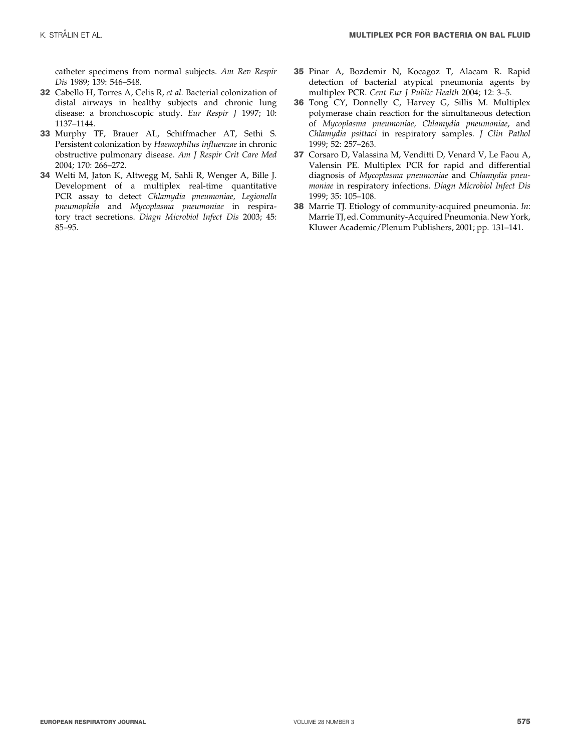catheter specimens from normal subjects. *Am Rev Respir Dis* 1989; 139: 546–548.

**32** Cabello H, Torres A, Celis R, *et al.* Bacterial colonization of distal airways in healthy subjects and chronic lung disease: a bronchoscopic study. *Eur Respir J* 1997; 10: 1137–1144.

**33** Murphy TF, Brauer AL, Schiffmacher AT, Sethi S. Persistent colonization by *Haemophilus influenzae* in chronic obstructive pulmonary disease. *Am J Respir Crit Care Med* 2004; 170: 266–272.

**34** Welti M, Jaton K, Altwegg M, Sahli R, Wenger A, Bille J. Development of a multiplex real-time quantitative PCR assay to detect *Chlamydia pneumoniae, Legionella pneumophila* and *Mycoplasma pneumoniae* in respiratory tract secretions. *Diagn Microbiol Infect Dis* 2003; 45: 85–95.

**35** Pinar A, Bozdemir N, Kocagoz T, Alacam R. Rapid detection of bacterial atypical pneumonia agents by multiplex PCR. *Cent Eur J Public Health* 2004; 12: 3–5.

**36** Tong CY, Donnelly C, Harvey G, Sillis M. Multiplex polymerase chain reaction for the simultaneous detection of *Mycoplasma pneumoniae, Chlamydia pneumoniae*, and *Chlamydia psittaci* in respiratory samples. *J Clin Pathol* 1999; 52: 257–263.

**37** Corsaro D, Valassina M, Venditti D, Venard V, Le Faou A, Valensin PE. Multiplex PCR for rapid and differential diagnosis of *Mycoplasma pneumoniae* and *Chlamydia pneumoniae* in respiratory infections. *Diagn Microbiol Infect Dis* 1999; 35: 105–108.

**38** Marrie TJ. Etiology of community-acquired pneumonia. *In*: Marrie TJ, ed. Community-Acquired Pneumonia. New York, Kluwer Academic/Plenum Publishers, 2001; pp. 131–141.